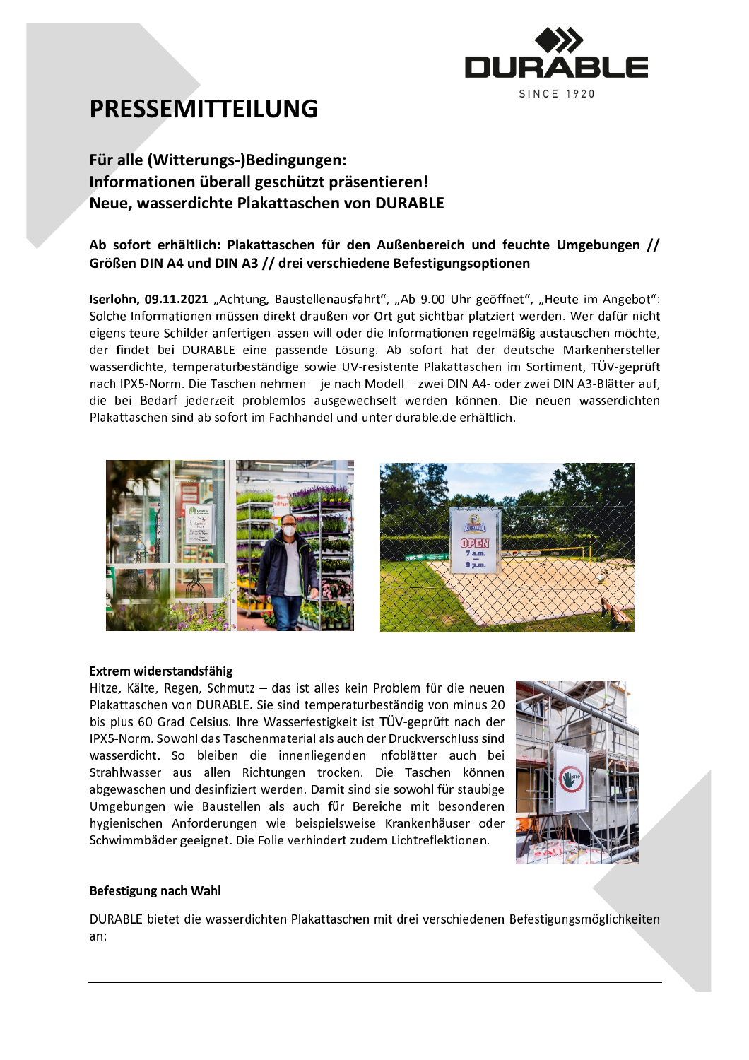# PRESSEMITTEILUNG

## Für alle (Witterungs-)Bedingungen: Informationen überall geschützt präsentieren! Neue, wasserdichte Plakattaschen von DURABLE

**Ab sofort erhältlich: Plakattaschen für den Außenbereich und feuchte Umgebungen // Größen DIN A4 und DIN A3 // drei verschiedene Befestigungsoptionen**

**Iserlohn, 09.11.2021** „Achtung, Baustellenausfahrt", „Ab 9.00 Uhr geöffnet", „Heute im Angebot": Solche Informationen müssen direkt draußen vor Ort gut sichtbar platziert werden. Wer dafür nicht eigens teure Schilder anfertigen lassen will oder die Informationen regelmäßig austauschen möchte, der findet bei DURABLE eine passende Lösung. Ab sofort hat der deutsche Markenhersteller wasserdichte, temperaturbeständige sowie UV-resistente Plakattaschen im Sortiment, TÜV-geprüft nach IPX5-Norm. Die Taschen nehmen – je nach Modell – zwei DIN A4- oder zwei DIN A3-Blätter auf, die bei Bedarf jederzeit problemlos ausgewechselt werden können. Die neuen wasserdichten Plakattaschen sind ab sofort im Fachhandel und unter durable.de erhältlich.

### Extrem widerstandsfähig

Hitze, Kälte, Regen, Schmutz – das ist alles kein Problem für die neuen Plakattaschen von DURABLE. Sie sind temperaturbeständig von minus 20 bis plus 60 Grad Celsius. Ihre Wasserfestigkeit ist TÜV-geprüft nach der IPX5-Norm. Sowohl das Taschenmaterial als auch der Druckverschluss sind wasserdicht. So bleiben die innenliegenden Infoblätter auch bei Strahlwasser aus allen Richtungen trocken. Die Taschen können abgewaschen und desinfiziert werden. Damit sind sie sowohl für staubige Umgebungen wie Baustellen als auch für Bereiche mit besonderen hygienischen Anforderungen wie beispielsweise Krankenhäuser oder Schwimmbäder geeignet. Die Folie verhindert zudem Lichtreflektionen.

### Befestigung nach Wahl

DURABLE bietet die wasserdichten Plakattaschen mit drei verschiedenen Befestigungsmöglichkeiten an: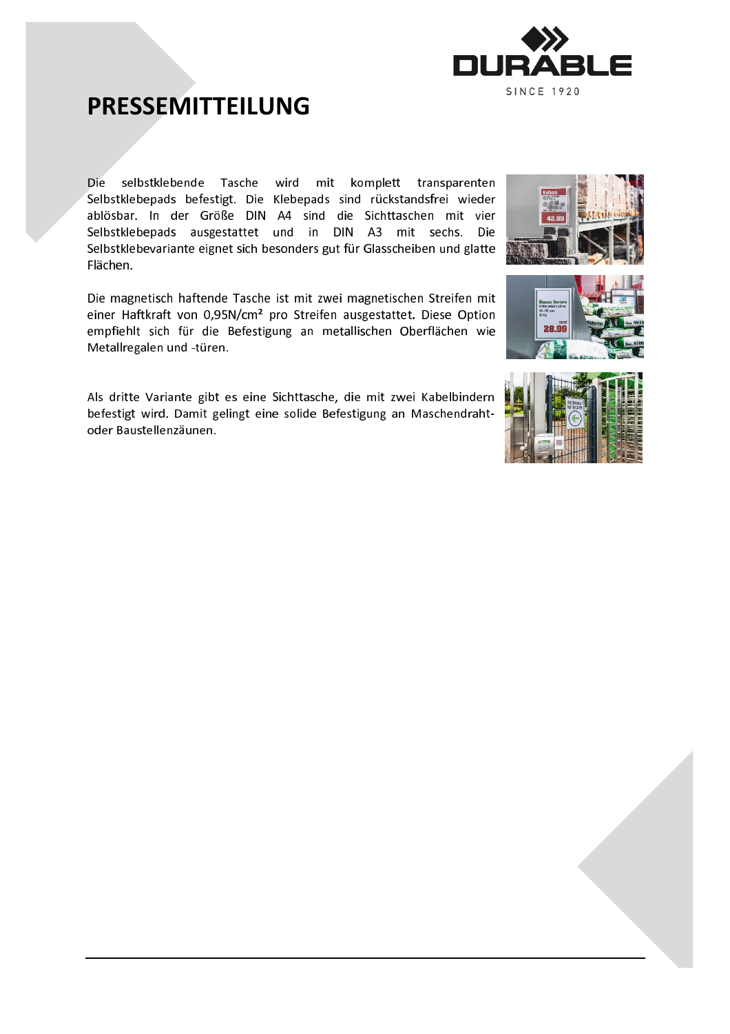# PRESSEMITTEILUNG

Die selbstklebende Tasche wird mit komplett transparenten Selbstklebepads befestigt. Die Klebepads sind rückstandsfrei wieder ablösbar. In der Größe DIN A4 sind die Sichttaschen mit vier Selbstklebepads ausgestattet und in DIN A3 mit sechs. Die Selbstklebevariante eignet sich besonders gut für Glasscheiben und glatte Flächen.

Die magnetisch haftende Tasche ist mit zwei magnetischen Streifen mit einer Haftkraft von 0,95N/cm² pro Streifen ausgestattet. Diese Option empfiehlt sich für die Befestigung an metallischen Oberflächen wie Metallregalen und -türen.

Als dritte Variante gibt es eine Sichttasche, die mit zwei Kabelbindern befestigt wird. Damit gelingt eine solide Befestigung an Maschendraht- oder Baustellenzäunen.